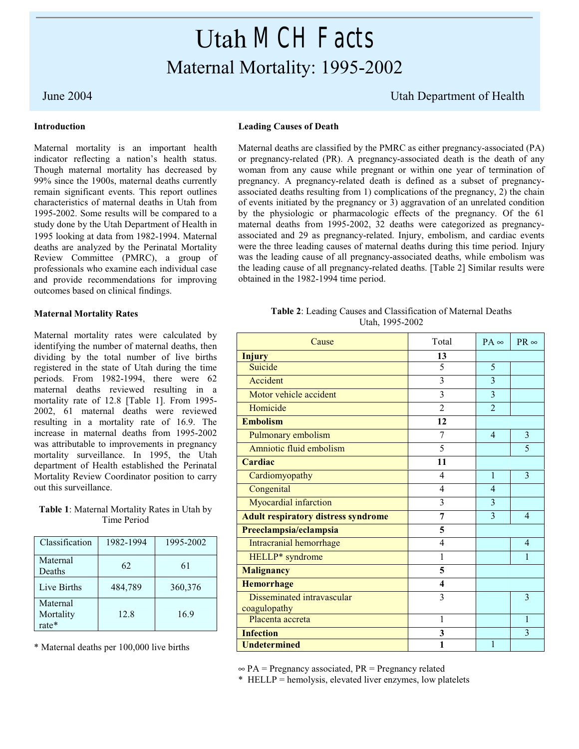# Utah MCH Facts

## Maternal Mortality: 1995-2002

June 2004

Utah Department of Health

**Introduction**

Maternal mortality is an important health indicator reflecting a nation's health status. Though maternal mortality has decreased by 99% since the 1900s, maternal deaths currently remain significant events. This report outlines characteristics of maternal deaths in Utah from 1995-2002. Some results will be compared to a study done by the Utah Department of Health in 1995 looking at data from 1982-1994. Maternal deaths are analyzed by the Perinatal Mortality Review Committee (PMRC), a group of professionals who examine each individual case and provide recommendations for improving outcomes based on clinical findings.

**Maternal Mortality Rates**

Maternal mortality rates were calculated by identifying the number of maternal deaths, then dividing by the total number of live births registered in the state of Utah during the time periods. From 1982-1994, there were 62 maternal deaths reviewed resulting in a mortality rate of 12.8 [Table 1]. From 1995-2002, 61 maternal deaths were reviewed resulting in a mortality rate of 16.9. The increase in maternal deaths from 1995-2002 was attributable to improvements in pregnancy mortality surveillance. In 1995, the Utah department of Health established the Perinatal Mortality Review Coordinator position to carry out this surveillance.

**Table 1**: Maternal Mortality Rates in Utah by Time Period

| Classification | 1982-1994 | 1995-2002 |
|---|---|---|
| Maternal Deaths | 62 | 61 |
| Live Births | 484,789 | 360,376 |
| Maternal Mortality rate* | 12.8 | 16.9 |

* Maternal deaths per 100,000 live births

**Leading Causes of Death**

Maternal deaths are classified by the PMRC as either pregnancy-associated (PA) or pregnancy-related (PR). A pregnancy-associated death is the death of any woman from any cause while pregnant or within one year of termination of pregnancy. A pregnancy-related death is defined as a subset of pregnancy-associated deaths resulting from 1) complications of the pregnancy, 2) the chain of events initiated by the pregnancy or 3) aggravation of an unrelated condition by the physiologic or pharmacologic effects of the pregnancy. Of the 61 maternal deaths from 1995-2002, 32 deaths were categorized as pregnancy-associated and 29 as pregnancy-related. Injury, embolism, and cardiac events were the three leading causes of maternal deaths during this time period. Injury was the leading cause of all pregnancy-associated deaths, while embolism was the leading cause of all pregnancy-related deaths. [Table 2] Similar results were obtained in the 1982-1994 time period.

**Table 2**: Leading Causes and Classification of Maternal Deaths Utah, 1995-2002

| Cause | Total | PA ∞ | PR ∞ |
|---|---|---|---|
| **Injury** | **13** | | |
| Suicide | 5 | 5 | |
| Accident | 3 | 3 | |
| Motor vehicle accident | 3 | 3 | |
| Homicide | 2 | 2 | |
| **Embolism** | **12** | | |
| Pulmonary embolism | 7 | 4 | 3 |
| Amniotic fluid embolism | 5 | | 5 |
| **Cardiac** | **11** | | |
| Cardiomyopathy | 4 | 1 | 3 |
| Congenital | 4 | 4 | |
| Myocardial infarction | 3 | 3 | |
| **Adult respiratory distress syndrome** | **7** | 3 | 4 |
| **Preeclampsia/eclampsia** | **5** | | |
| Intracranial hemorrhage | 4 | | 4 |
| HELLP* syndrome | 1 | | 1 |
| **Malignancy** | **5** | | |
| **Hemorrhage** | **4** | | |
| Disseminated intravascular coagulopathy | 3 | | 3 |
| Placenta accreta | 1 | | 1 |
| **Infection** | **3** | | 3 |
| **Undetermined** | **1** | 1 | |

∞ PA = Pregnancy associated, PR = Pregnancy related

\* HELLP = hemolysis, elevated liver enzymes, low platelets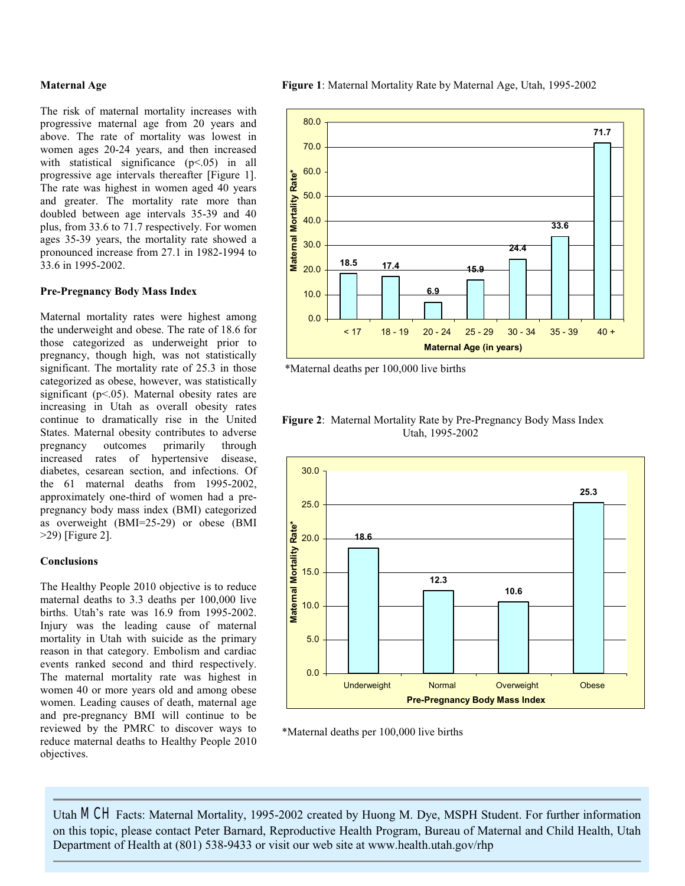## Maternal Age

The risk of maternal mortality increases with progressive maternal age from 20 years and above. The rate of mortality was lowest in women ages 20-24 years, and then increased with statistical significance ($p<.05$) in all progressive age intervals thereafter [Figure 1]. The rate was highest in women aged 40 years and greater. The mortality rate more than doubled between age intervals 35-39 and 40 plus, from 33.6 to 71.7 respectively. For women ages 35-39 years, the mortality rate showed a pronounced increase from 27.1 in 1982-1994 to 33.6 in 1995-2002.

## Pre-Pregnancy Body Mass Index

Maternal mortality rates were highest among the underweight and obese. The rate of 18.6 for those categorized as underweight prior to pregnancy, though high, was not statistically significant. The mortality rate of 25.3 in those categorized as obese, however, was statistically significant ($p<.05$). Maternal obesity rates are increasing in Utah as overall obesity rates continue to dramatically rise in the United States. Maternal obesity contributes to adverse pregnancy outcomes primarily through increased rates of hypertensive disease, diabetes, cesarean section, and infections. Of the 61 maternal deaths from 1995-2002, approximately one-third of women had a pre-pregnancy body mass index (BMI) categorized as overweight (BMI=25-29) or obese (BMI >29) [Figure 2].

## Conclusions

The Healthy People 2010 objective is to reduce maternal deaths to 3.3 deaths per 100,000 live births. Utah's rate was 16.9 from 1995-2002. Injury was the leading cause of maternal mortality in Utah with suicide as the primary reason in that category. Embolism and cardiac events ranked second and third respectively. The maternal mortality rate was highest in women 40 or more years old and among obese women. Leading causes of death, maternal age and pre-pregnancy BMI will continue to be reviewed by the PMRC to discover ways to reduce maternal deaths to Healthy People 2010 objectives.

**Figure 1**: Maternal Mortality Rate by Maternal Age, Utah, 1995-2002

Maternal Mortality Rate*

80.0
70.0
60.0
50.0
40.0
30.0
20.0
10.0
0.0

18.5
17.4
6.9
15.9
24.4
33.6
71.7

< 17
18 - 19
20 - 24
25 - 29
30 - 34
35 - 39
40 +

Maternal Age (in years)

*Maternal deaths per 100,000 live births

**Figure 2**: Maternal Mortality Rate by Pre-Pregnancy Body Mass Index Utah, 1995-2002

Maternal Mortality Rate*

30.0
25.0
20.0
15.0
10.0
5.0
0.0

18.6
12.3
10.6
25.3

Underweight
Normal
Overweight
Obese

Pre-Pregnancy Body Mass Index

*Maternal deaths per 100,000 live births

Utah MCH Facts: Maternal Mortality, 1995-2002 created by Huong M. Dye, MSPH Student. For further information on this topic, please contact Peter Barnard, Reproductive Health Program, Bureau of Maternal and Child Health, Utah Department of Health at (801) 538-9433 or visit our web site at www.health.utah.gov/rhp